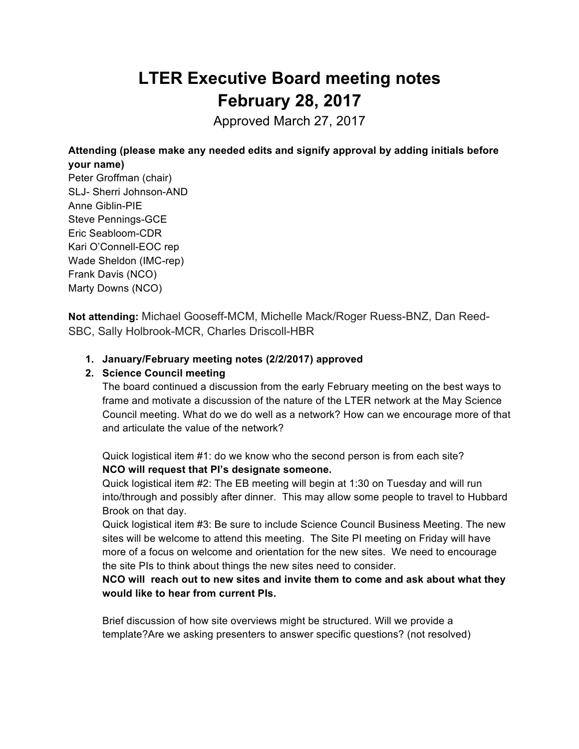# LTER Executive Board meeting notes
# February 28, 2017

Approved March 27, 2017

**Attending (please make any needed edits and signify approval by adding initials before your name)**

Peter Groffman (chair)
SLJ- Sherri Johnson-AND
Anne Giblin-PIE
Steve Pennings-GCE
Eric Seabloom-CDR
Kari O'Connell-EOC rep
Wade Sheldon (IMC-rep)
Frank Davis (NCO)
Marty Downs (NCO)

**Not attending:** Michael Gooseff-MCM, Michelle Mack/Roger Ruess-BNZ, Dan Reed-SBC, Sally Holbrook-MCR, Charles Driscoll-HBR

1. **January/February meeting notes (2/2/2017) approved**
2. **Science Council meeting**

   The board continued a discussion from the early February meeting on the best ways to frame and motivate a discussion of the nature of the LTER network at the May Science Council meeting. What do we do well as a network? How can we encourage more of that and articulate the value of the network?

   Quick logistical item #1: do we know who the second person is from each site?
   **NCO will request that PI's designate someone.**
   Quick logistical item #2: The EB meeting will begin at 1:30 on Tuesday and will run into/through and possibly after dinner. This may allow some people to travel to Hubbard Brook on that day.
   Quick logistical item #3: Be sure to include Science Council Business Meeting. The new sites will be welcome to attend this meeting. The Site PI meeting on Friday will have more of a focus on welcome and orientation for the new sites. We need to encourage the site PIs to think about things the new sites need to consider.
   **NCO will reach out to new sites and invite them to come and ask about what they would like to hear from current PIs.**

   Brief discussion of how site overviews might be structured. Will we provide a template?Are we asking presenters to answer specific questions? (not resolved)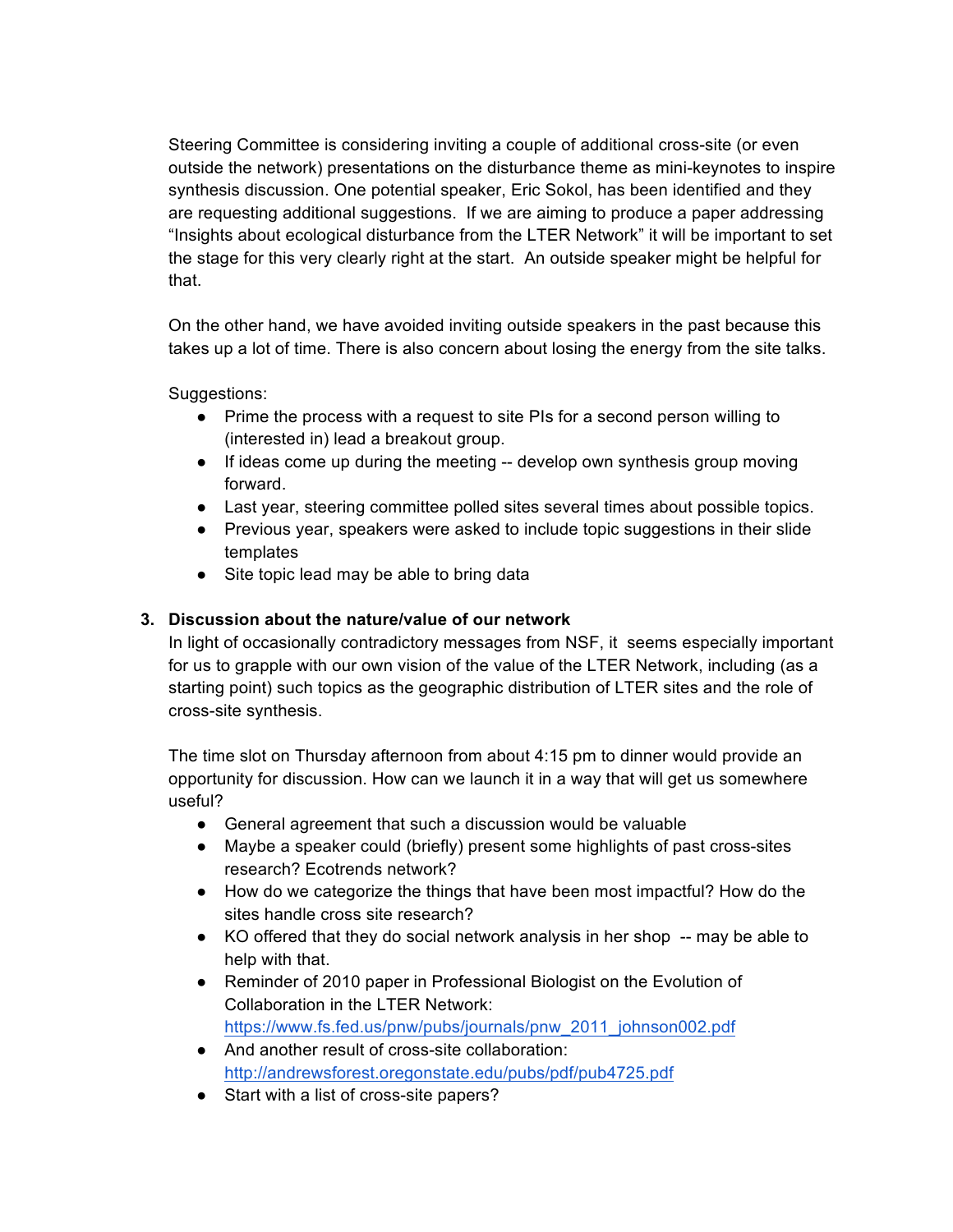Steering Committee is considering inviting a couple of additional cross-site (or even outside the network) presentations on the disturbance theme as mini-keynotes to inspire synthesis discussion. One potential speaker, Eric Sokol, has been identified and they are requesting additional suggestions. If we are aiming to produce a paper addressing "Insights about ecological disturbance from the LTER Network" it will be important to set the stage for this very clearly right at the start. An outside speaker might be helpful for that.

On the other hand, we have avoided inviting outside speakers in the past because this takes up a lot of time. There is also concern about losing the energy from the site talks.

Suggestions:

- Prime the process with a request to site PIs for a second person willing to (interested in) lead a breakout group.
- If ideas come up during the meeting -- develop own synthesis group moving forward.
- Last year, steering committee polled sites several times about possible topics.
- Previous year, speakers were asked to include topic suggestions in their slide templates
- Site topic lead may be able to bring data

3. **Discussion about the nature/value of our network**

In light of occasionally contradictory messages from NSF, it seems especially important for us to grapple with our own vision of the value of the LTER Network, including (as a starting point) such topics as the geographic distribution of LTER sites and the role of cross-site synthesis.

The time slot on Thursday afternoon from about 4:15 pm to dinner would provide an opportunity for discussion. How can we launch it in a way that will get us somewhere useful?

- General agreement that such a discussion would be valuable
- Maybe a speaker could (briefly) present some highlights of past cross-sites research? Ecotrends network?
- How do we categorize the things that have been most impactful? How do the sites handle cross site research?
- KO offered that they do social network analysis in her shop -- may be able to help with that.
- Reminder of 2010 paper in Professional Biologist on the Evolution of Collaboration in the LTER Network: https://www.fs.fed.us/pnw/pubs/journals/pnw_2011_johnson002.pdf
- And another result of cross-site collaboration: http://andrewsforest.oregonstate.edu/pubs/pdf/pub4725.pdf
- Start with a list of cross-site papers?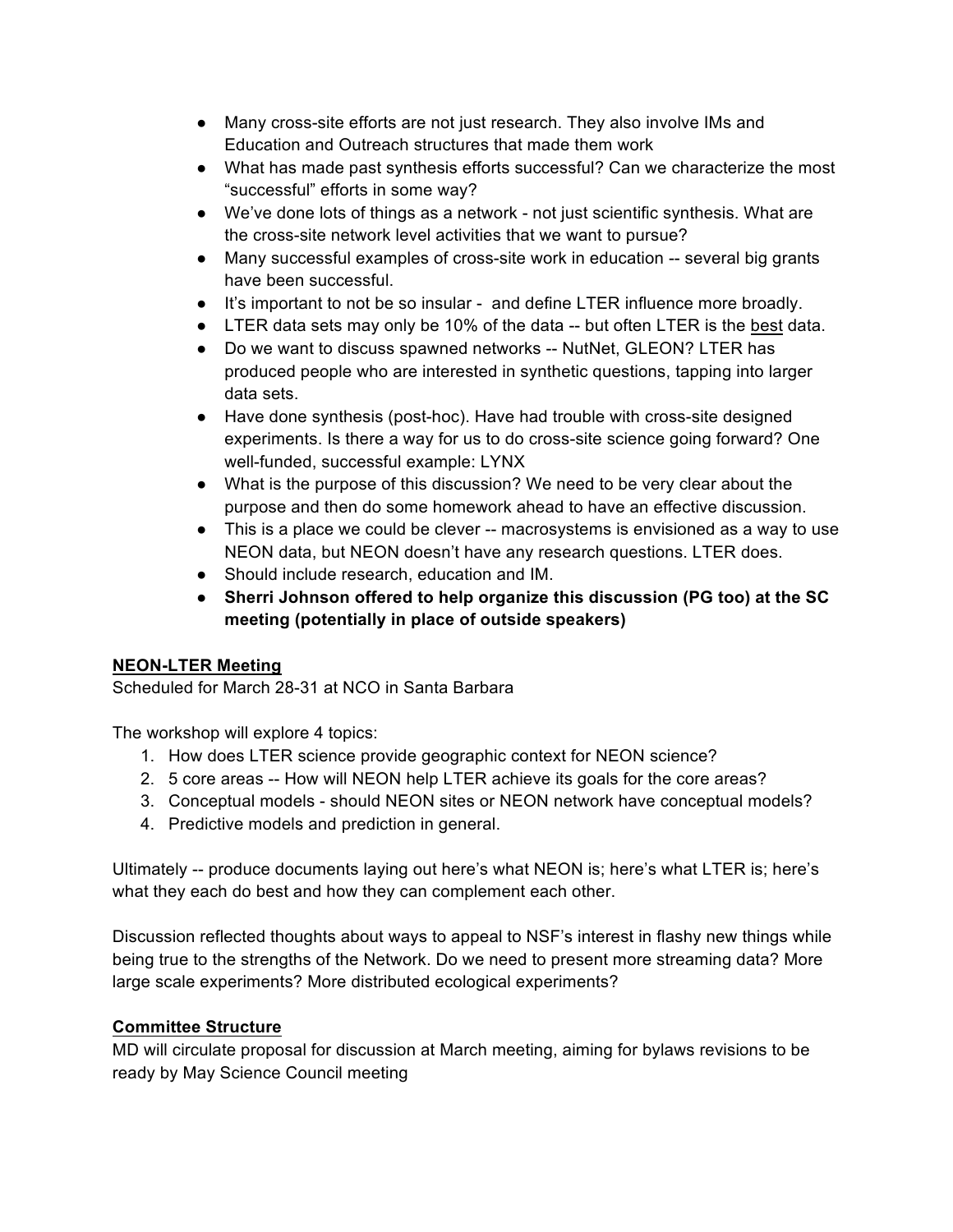- Many cross-site efforts are not just research. They also involve IMs and Education and Outreach structures that made them work
- What has made past synthesis efforts successful? Can we characterize the most "successful" efforts in some way?
- We've done lots of things as a network - not just scientific synthesis. What are the cross-site network level activities that we want to pursue?
- Many successful examples of cross-site work in education -- several big grants have been successful.
- It's important to not be so insular - and define LTER influence more broadly.
- LTER data sets may only be 10% of the data -- but often LTER is the best data.
- Do we want to discuss spawned networks -- NutNet, GLEON? LTER has produced people who are interested in synthetic questions, tapping into larger data sets.
- Have done synthesis (post-hoc). Have had trouble with cross-site designed experiments. Is there a way for us to do cross-site science going forward? One well-funded, successful example: LYNX
- What is the purpose of this discussion? We need to be very clear about the purpose and then do some homework ahead to have an effective discussion.
- This is a place we could be clever -- macrosystems is envisioned as a way to use NEON data, but NEON doesn't have any research questions. LTER does.
- Should include research, education and IM.
- **Sherri Johnson offered to help organize this discussion (PG too) at the SC meeting (potentially in place of outside speakers)**

**NEON-LTER Meeting**

Scheduled for March 28-31 at NCO in Santa Barbara

The workshop will explore 4 topics:

1. How does LTER science provide geographic context for NEON science?
2. 5 core areas -- How will NEON help LTER achieve its goals for the core areas?
3. Conceptual models - should NEON sites or NEON network have conceptual models?
4. Predictive models and prediction in general.

Ultimately -- produce documents laying out here's what NEON is; here's what LTER is; here's what they each do best and how they can complement each other.

Discussion reflected thoughts about ways to appeal to NSF's interest in flashy new things while being true to the strengths of the Network. Do we need to present more streaming data? More large scale experiments? More distributed ecological experiments?

**Committee Structure**

MD will circulate proposal for discussion at March meeting, aiming for bylaws revisions to be ready by May Science Council meeting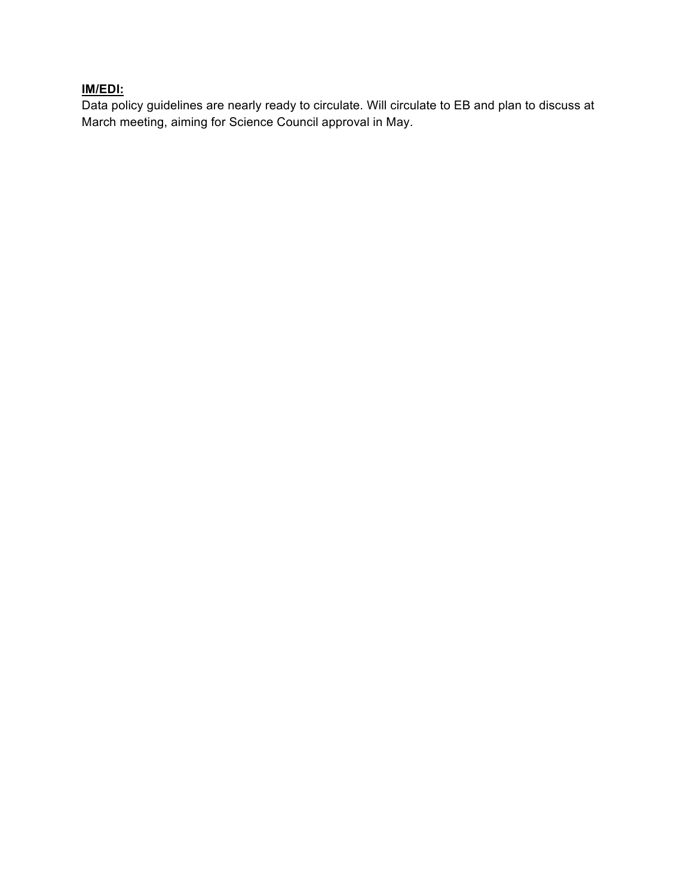**IM/EDI:**

Data policy guidelines are nearly ready to circulate. Will circulate to EB and plan to discuss at March meeting, aiming for Science Council approval in May.